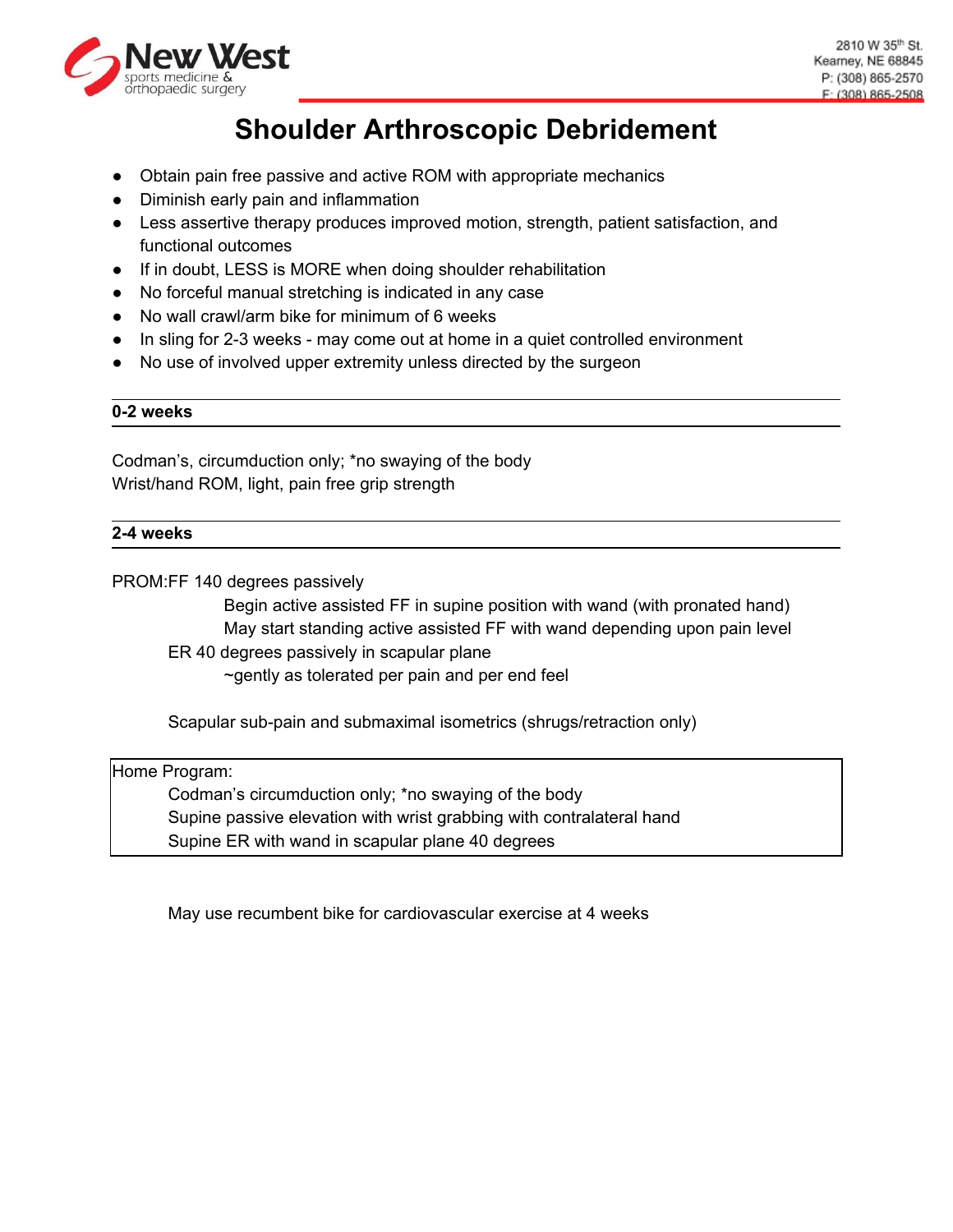New West sports medicine & orthopaedic surgery

2810 W 35th St.
Kearney, NE 68845
P: (308) 865-2570
F: (308) 865-2508

# Shoulder Arthroscopic Debridement

- Obtain pain free passive and active ROM with appropriate mechanics
- Diminish early pain and inflammation
- Less assertive therapy produces improved motion, strength, patient satisfaction, and functional outcomes
- If in doubt, LESS is MORE when doing shoulder rehabilitation
- No forceful manual stretching is indicated in any case
- No wall crawl/arm bike for minimum of 6 weeks
- In sling for 2-3 weeks - may come out at home in a quiet controlled environment
- No use of involved upper extremity unless directed by the surgeon

## 0-2 weeks

Codman's, circumduction only; *no swaying of the body
Wrist/hand ROM, light, pain free grip strength

## 2-4 weeks

PROM:FF 140 degrees passively
- Begin active assisted FF in supine position with wand (with pronated hand)
- May start standing active assisted FF with wand depending upon pain level

ER 40 degrees passively in scapular plane
- ~gently as tolerated per pain and per end feel

Scapular sub-pain and submaximal isometrics (shrugs/retraction only)

Home Program:
- Codman's circumduction only; *no swaying of the body
- Supine passive elevation with wrist grabbing with contralateral hand
- Supine ER with wand in scapular plane 40 degrees

May use recumbent bike for cardiovascular exercise at 4 weeks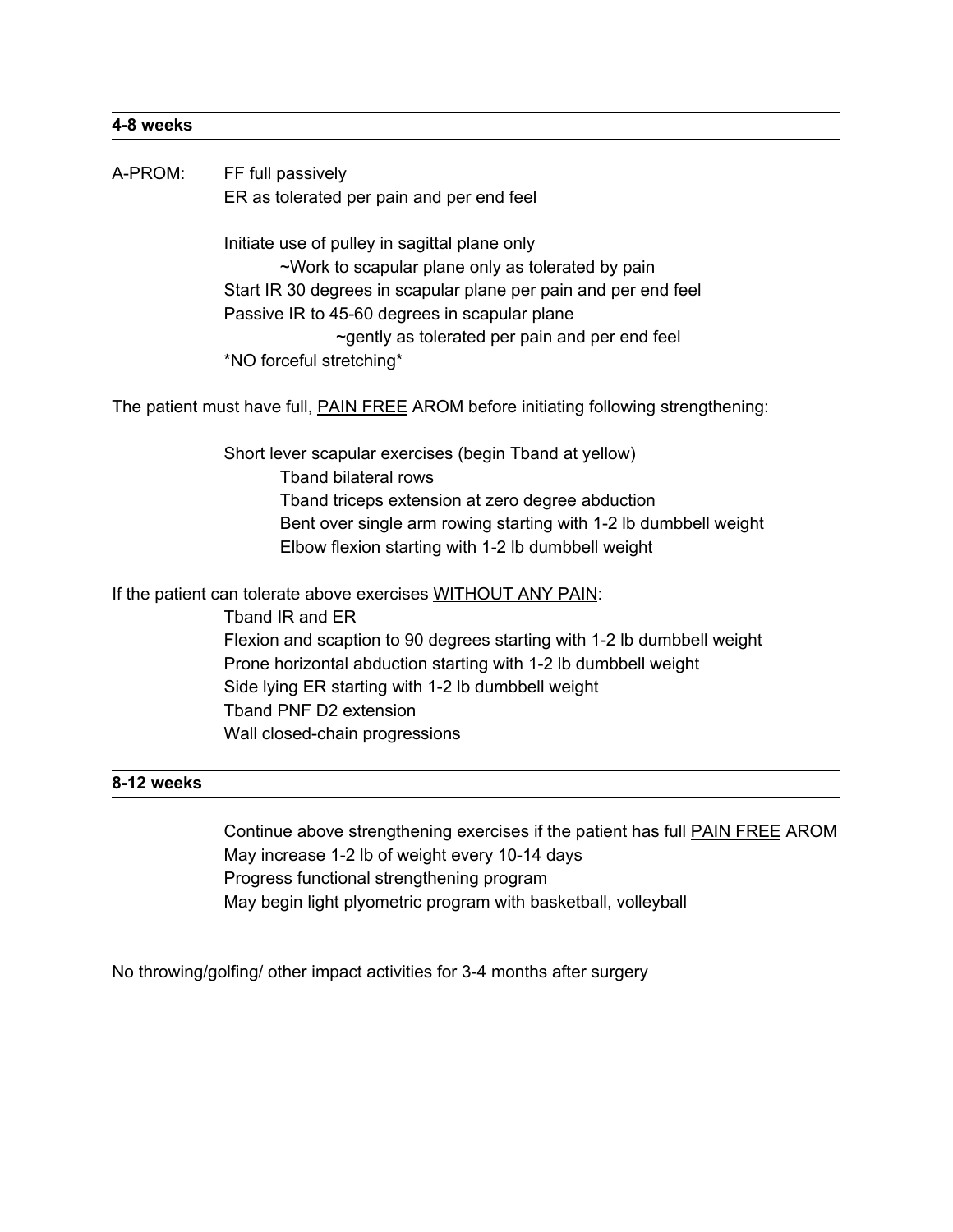## 4-8 weeks

A-PROM: FF full passively
<u>ER as tolerated per pain and per end feel</u>

Initiate use of pulley in sagittal plane only
~Work to scapular plane only as tolerated by pain
Start IR 30 degrees in scapular plane per pain and per end feel
Passive IR to 45-60 degrees in scapular plane
~gently as tolerated per pain and per end feel
*NO forceful stretching*

The patient must have full, <u>PAIN FREE</u> AROM before initiating following strengthening:

- Short lever scapular exercises (begin Tband at yellow)
  - Tband bilateral rows
  - Tband triceps extension at zero degree abduction
  - Bent over single arm rowing starting with 1-2 lb dumbbell weight
  - Elbow flexion starting with 1-2 lb dumbbell weight

If the patient can tolerate above exercises <u>WITHOUT ANY PAIN</u>:

- Tband IR and ER
- Flexion and scaption to 90 degrees starting with 1-2 lb dumbbell weight
- Prone horizontal abduction starting with 1-2 lb dumbbell weight
- Side lying ER starting with 1-2 lb dumbbell weight
- Tband PNF D2 extension
- Wall closed-chain progressions

## 8-12 weeks

- Continue above strengthening exercises if the patient has full <u>PAIN FREE</u> AROM
- May increase 1-2 lb of weight every 10-14 days
- Progress functional strengthening program
- May begin light plyometric program with basketball, volleyball

No throwing/golfing/ other impact activities for 3-4 months after surgery